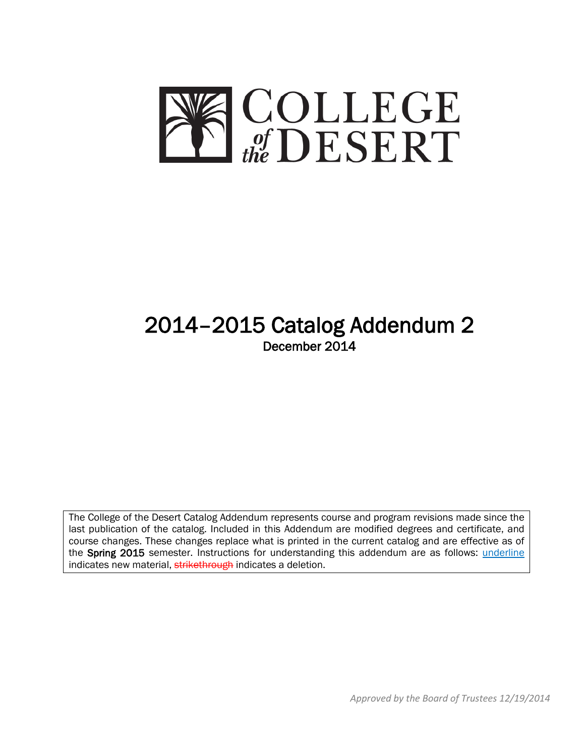# COLLEGE of the DESERT

# 2014–2015 Catalog Addendum 2

**December 2014**

The College of the Desert Catalog Addendum represents course and program revisions made since the last publication of the catalog. Included in this Addendum are modified degrees and certificate, and course changes. These changes replace what is printed in the current catalog and are effective as of the **Spring 2015** semester. Instructions for understanding this addendum are as follows: <u>underline</u> indicates new material, ~~strikethrough~~ indicates a deletion.

*Approved by the Board of Trustees 12/19/2014*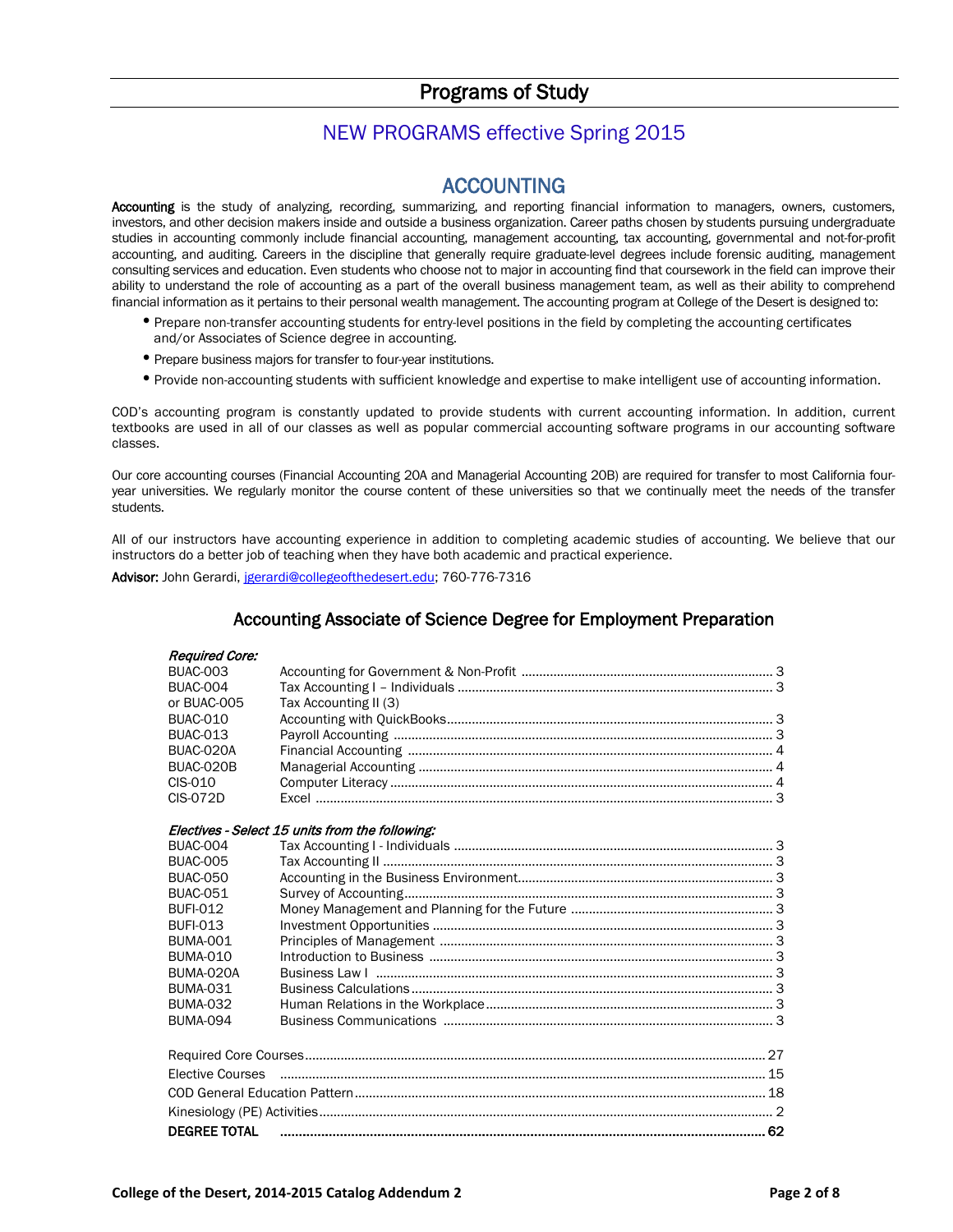# Programs of Study

## NEW PROGRAMS effective Spring 2015

## ACCOUNTING

**Accounting** is the study of analyzing, recording, summarizing, and reporting financial information to managers, owners, customers, investors, and other decision makers inside and outside a business organization. Career paths chosen by students pursuing undergraduate studies in accounting commonly include financial accounting, management accounting, tax accounting, governmental and not-for-profit accounting, and auditing. Careers in the discipline that generally require graduate-level degrees include forensic auditing, management consulting services and education. Even students who choose not to major in accounting find that coursework in the field can improve their ability to understand the role of accounting as a part of the overall business management team, as well as their ability to comprehend financial information as it pertains to their personal wealth management. The accounting program at College of the Desert is designed to:

- Prepare non-transfer accounting students for entry-level positions in the field by completing the accounting certificates and/or Associates of Science degree in accounting.
- Prepare business majors for transfer to four-year institutions.
- Provide non-accounting students with sufficient knowledge and expertise to make intelligent use of accounting information.

COD's accounting program is constantly updated to provide students with current accounting information. In addition, current textbooks are used in all of our classes as well as popular commercial accounting software programs in our accounting software classes.

Our core accounting courses (Financial Accounting 20A and Managerial Accounting 20B) are required for transfer to most California four-year universities. We regularly monitor the course content of these universities so that we continually meet the needs of the transfer students.

All of our instructors have accounting experience in addition to completing academic studies of accounting. We believe that our instructors do a better job of teaching when they have both academic and practical experience.

**Advisor:** John Gerardi, jgerardi@collegeofthedesert.edu; 760-776-7316

### Accounting Associate of Science Degree for Employment Preparation

***Required Core:***

| | | |
|---|---|---|
| BUAC-003 | Accounting for Government & Non-Profit | 3 |
| BUAC-004 | Tax Accounting I – Individuals | 3 |
| or BUAC-005 | Tax Accounting II (3) | |
| BUAC-010 | Accounting with QuickBooks | 3 |
| BUAC-013 | Payroll Accounting | 3 |
| BUAC-020A | Financial Accounting | 4 |
| BUAC-020B | Managerial Accounting | 4 |
| CIS-010 | Computer Literacy | 4 |
| CIS-072D | Excel | 3 |

***Electives - Select 15 units from the following:***

| | | |
|---|---|---|
| BUAC-004 | Tax Accounting I - Individuals | 3 |
| BUAC-005 | Tax Accounting II | 3 |
| BUAC-050 | Accounting in the Business Environment | 3 |
| BUAC-051 | Survey of Accounting | 3 |
| BUFI-012 | Money Management and Planning for the Future | 3 |
| BUFI-013 | Investment Opportunities | 3 |
| BUMA-001 | Principles of Management | 3 |
| BUMA-010 | Introduction to Business | 3 |
| BUMA-020A | Business Law I | 3 |
| BUMA-031 | Business Calculations | 3 |
| BUMA-032 | Human Relations in the Workplace | 3 |
| BUMA-094 | Business Communications | 3 |

| | |
|---|---|
| Required Core Courses | 27 |
| Elective Courses | 15 |
| COD General Education Pattern | 18 |
| Kinesiology (PE) Activities | 2 |
| **DEGREE TOTAL** | **62** |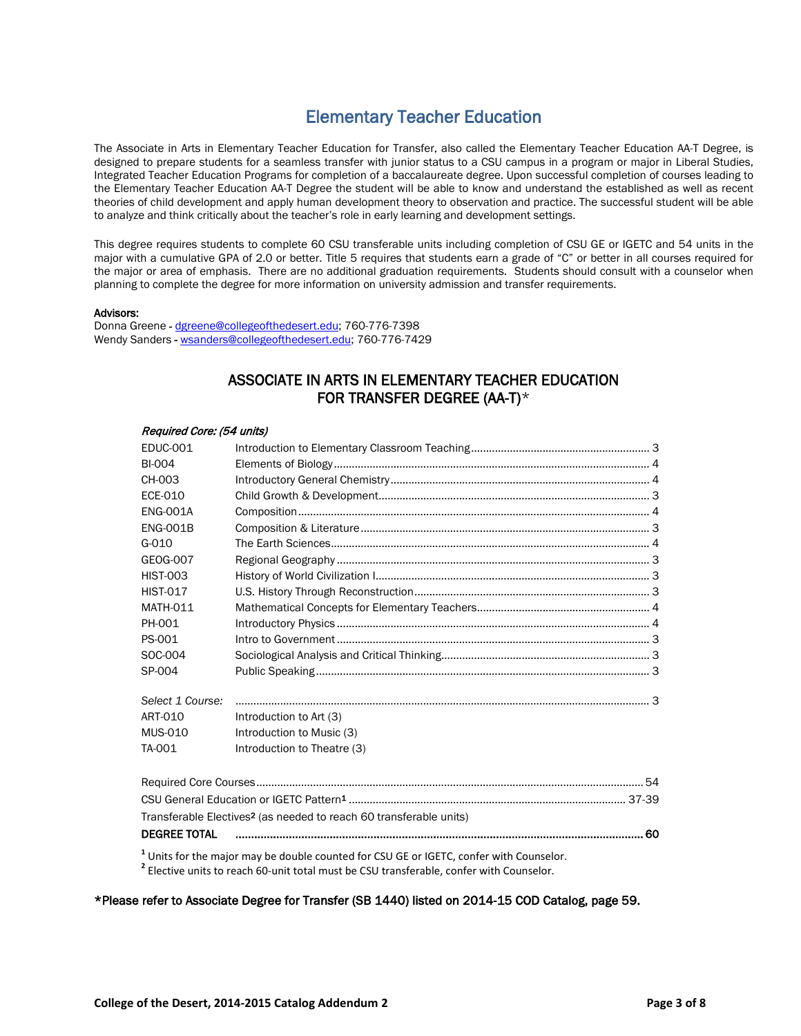# Elementary Teacher Education

The Associate in Arts in Elementary Teacher Education for Transfer, also called the Elementary Teacher Education AA-T Degree, is designed to prepare students for a seamless transfer with junior status to a CSU campus in a program or major in Liberal Studies, Integrated Teacher Education Programs for completion of a baccalaureate degree. Upon successful completion of courses leading to the Elementary Teacher Education AA-T Degree the student will be able to know and understand the established as well as recent theories of child development and apply human development theory to observation and practice. The successful student will be able to analyze and think critically about the teacher's role in early learning and development settings.

This degree requires students to complete 60 CSU transferable units including completion of CSU GE or IGETC and 54 units in the major with a cumulative GPA of 2.0 or better. Title 5 requires that students earn a grade of "C" or better in all courses required for the major or area of emphasis. There are no additional graduation requirements. Students should consult with a counselor when planning to complete the degree for more information on university admission and transfer requirements.

**Advisors:**
Donna Greene - dgreene@collegeofthedesert.edu; 760-776-7398
Wendy Sanders - wsanders@collegeofthedesert.edu; 760-776-7429

## ASSOCIATE IN ARTS IN ELEMENTARY TEACHER EDUCATION FOR TRANSFER DEGREE (AA-T)*

*Required Core: (54 units)*

| Course | Title | Units |
|---|---|---|
| EDUC-001 | Introduction to Elementary Classroom Teaching | 3 |
| BI-004 | Elements of Biology | 4 |
| CH-003 | Introductory General Chemistry | 4 |
| ECE-010 | Child Growth & Development | 3 |
| ENG-001A | Composition | 4 |
| ENG-001B | Composition & Literature | 3 |
| G-010 | The Earth Sciences | 4 |
| GEOG-007 | Regional Geography | 3 |
| HIST-003 | History of World Civilization I | 3 |
| HIST-017 | U.S. History Through Reconstruction | 3 |
| MATH-011 | Mathematical Concepts for Elementary Teachers | 4 |
| PH-001 | Introductory Physics | 4 |
| PS-001 | Intro to Government | 3 |
| SOC-004 | Sociological Analysis and Critical Thinking | 3 |
| SP-004 | Public Speaking | 3 |
| *Select 1 Course:* | | 3 |
| ART-010 | Introduction to Art (3) | |
| MUS-010 | Introduction to Music (3) | |
| TA-001 | Introduction to Theatre (3) | |

| | |
|---|---|
| Required Core Courses | 54 |
| CSU General Education or IGETC Pattern[1] | 37-39 |
| Transferable Electives[2] (as needed to reach 60 transferable units) | |
| **DEGREE TOTAL** | **60** |

[1] Units for the major may be double counted for CSU GE or IGETC, confer with Counselor.
[2] Elective units to reach 60-unit total must be CSU transferable, confer with Counselor.

**\*Please refer to Associate Degree for Transfer (SB 1440) listed on 2014-15 COD Catalog, page 59.**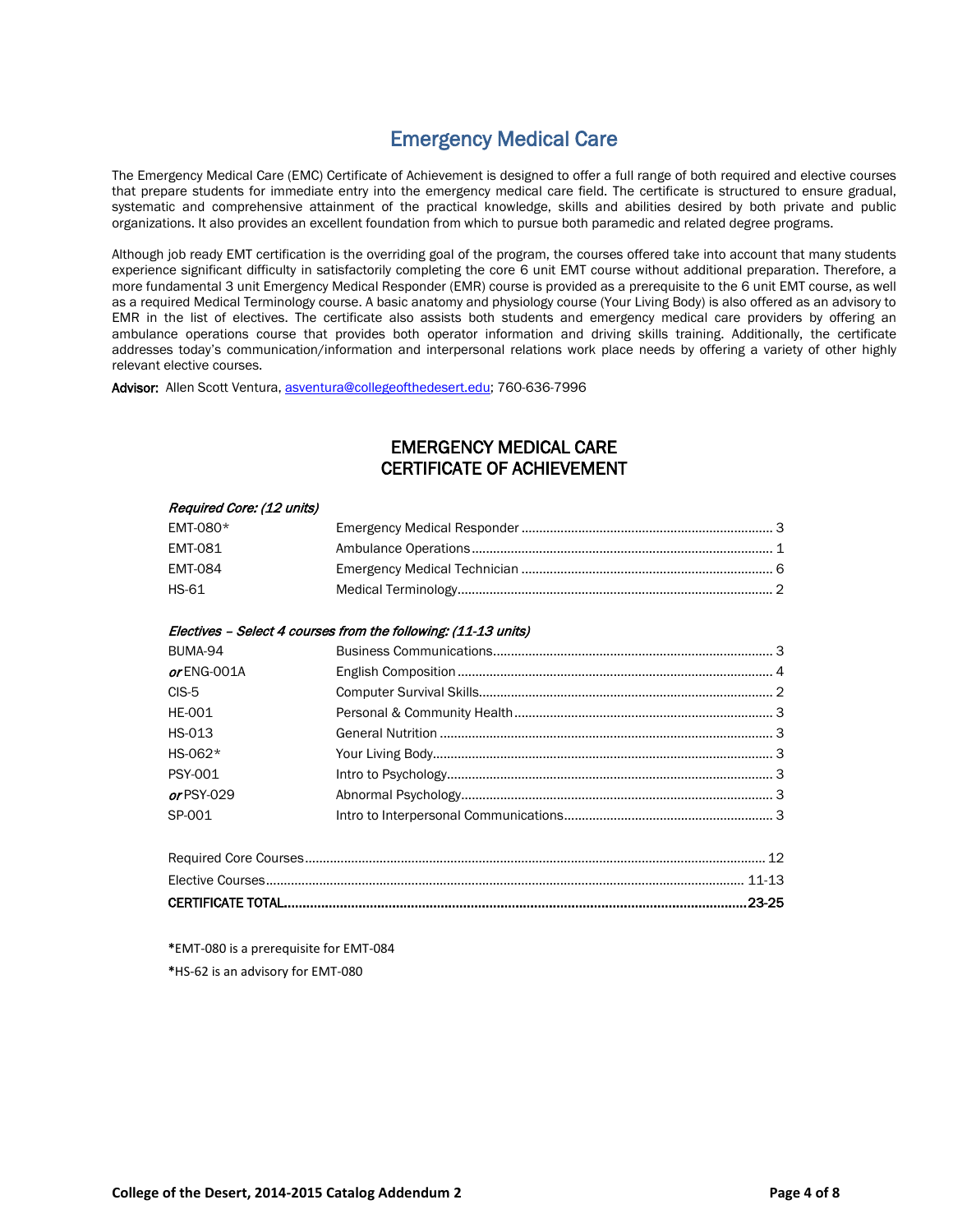# Emergency Medical Care

The Emergency Medical Care (EMC) Certificate of Achievement is designed to offer a full range of both required and elective courses that prepare students for immediate entry into the emergency medical care field. The certificate is structured to ensure gradual, systematic and comprehensive attainment of the practical knowledge, skills and abilities desired by both private and public organizations. It also provides an excellent foundation from which to pursue both paramedic and related degree programs.

Although job ready EMT certification is the overriding goal of the program, the courses offered take into account that many students experience significant difficulty in satisfactorily completing the core 6 unit EMT course without additional preparation. Therefore, a more fundamental 3 unit Emergency Medical Responder (EMR) course is provided as a prerequisite to the 6 unit EMT course, as well as a required Medical Terminology course. A basic anatomy and physiology course (Your Living Body) is also offered as an advisory to EMR in the list of electives. The certificate also assists both students and emergency medical care providers by offering an ambulance operations course that provides both operator information and driving skills training. Additionally, the certificate addresses today's communication/information and interpersonal relations work place needs by offering a variety of other highly relevant elective courses.

**Advisor:** Allen Scott Ventura, asventura@collegeofthedesert.edu; 760-636-7996

## EMERGENCY MEDICAL CARE CERTIFICATE OF ACHIEVEMENT

*Required Core: (12 units)*

| | | |
|---|---|---|
| EMT-080* | Emergency Medical Responder | 3 |
| EMT-081 | Ambulance Operations | 1 |
| EMT-084 | Emergency Medical Technician | 6 |
| HS-61 | Medical Terminology | 2 |

*Electives – Select 4 courses from the following: (11-13 units)*

| | | |
|---|---|---|
| BUMA-94 | Business Communications | 3 |
| *or* ENG-001A | English Composition | 4 |
| CIS-5 | Computer Survival Skills | 2 |
| HE-001 | Personal & Community Health | 3 |
| HS-013 | General Nutrition | 3 |
| HS-062* | Your Living Body | 3 |
| PSY-001 | Intro to Psychology | 3 |
| *or* PSY-029 | Abnormal Psychology | 3 |
| SP-001 | Intro to Interpersonal Communications | 3 |

| | |
|---|---|
| Required Core Courses | 12 |
| Elective Courses | 11-13 |
| **CERTIFICATE TOTAL** | **23-25** |

**\***EMT-080 is a prerequisite for EMT-084

**\***HS-62 is an advisory for EMT-080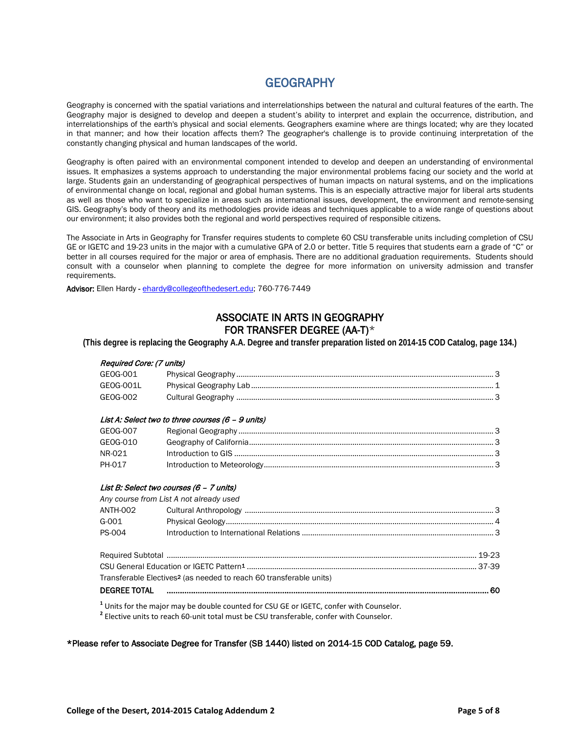# GEOGRAPHY

Geography is concerned with the spatial variations and interrelationships between the natural and cultural features of the earth. The Geography major is designed to develop and deepen a student's ability to interpret and explain the occurrence, distribution, and interrelationships of the earth's physical and social elements. Geographers examine where are things located; why are they located in that manner; and how their location affects them? The geographer's challenge is to provide continuing interpretation of the constantly changing physical and human landscapes of the world.

Geography is often paired with an environmental component intended to develop and deepen an understanding of environmental issues. It emphasizes a systems approach to understanding the major environmental problems facing our society and the world at large. Students gain an understanding of geographical perspectives of human impacts on natural systems, and on the implications of environmental change on local, regional and global human systems. This is an especially attractive major for liberal arts students as well as those who want to specialize in areas such as international issues, development, the environment and remote-sensing GIS. Geography's body of theory and its methodologies provide ideas and techniques applicable to a wide range of questions about our environment; it also provides both the regional and world perspectives required of responsible citizens.

The Associate in Arts in Geography for Transfer requires students to complete 60 CSU transferable units including completion of CSU GE or IGETC and 19-23 units in the major with a cumulative GPA of 2.0 or better. Title 5 requires that students earn a grade of "C" or better in all courses required for the major or area of emphasis. There are no additional graduation requirements. Students should consult with a counselor when planning to complete the degree for more information on university admission and transfer requirements.

**Advisor:** Ellen Hardy - ehardy@collegeofthedesert.edu; 760-776-7449

## ASSOCIATE IN ARTS IN GEOGRAPHY FOR TRANSFER DEGREE (AA-T)*

**(This degree is replacing the Geography A.A. Degree and transfer preparation listed on 2014-15 COD Catalog, page 134.)**

*Required Core: (7 units)*

| | | |
|---|---|---|
| GEOG-001 | Physical Geography | 3 |
| GEOG-001L | Physical Geography Lab | 1 |
| GEOG-002 | Cultural Geography | 3 |

*List A: Select two to three courses (6 – 9 units)*

| | | |
|---|---|---|
| GEOG-007 | Regional Geography | 3 |
| GEOG-010 | Geography of California | 3 |
| NR-021 | Introduction to GIS | 3 |
| PH-017 | Introduction to Meteorology | 3 |

*List B: Select two courses (6 – 7 units)*

*Any course from List A not already used*

| | | |
|---|---|---|
| ANTH-002 | Cultural Anthropology | 3 |
| G-001 | Physical Geology | 4 |
| PS-004 | Introduction to International Relations | 3 |

| | |
|---|---|
| Required Subtotal | 19-23 |
| CSU General Education or IGETC Pattern[1] | 37-39 |
| Transferable Electives[2] (as needed to reach 60 transferable units) | |
| **DEGREE TOTAL** | **60** |

[1] Units for the major may be double counted for CSU GE or IGETC, confer with Counselor.
[2] Elective units to reach 60-unit total must be CSU transferable, confer with Counselor.

*Please refer to Associate Degree for Transfer (SB 1440) listed on 2014-15 COD Catalog, page 59.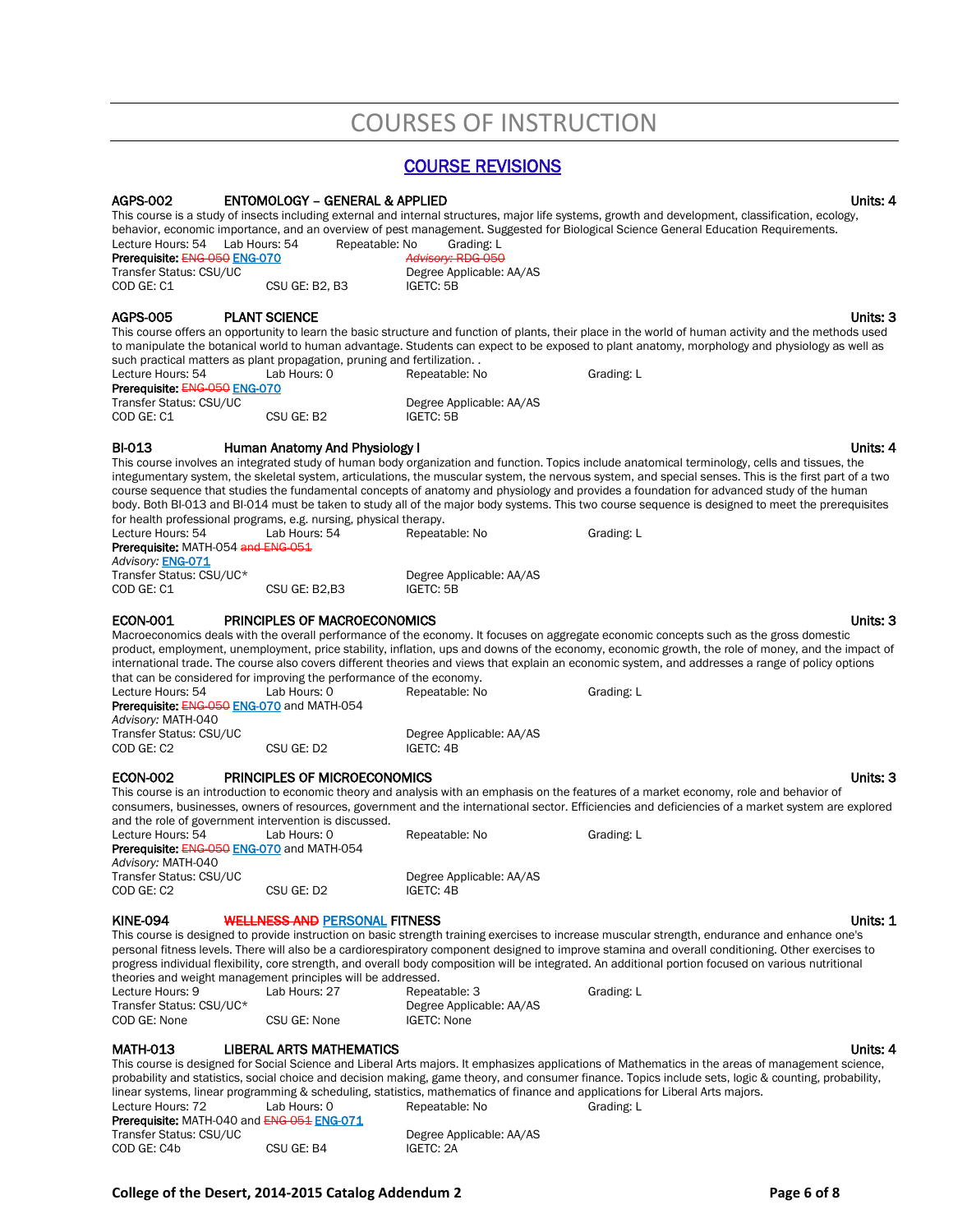# COURSES OF INSTRUCTION

## COURSE REVISIONS

### AGPS-002 ENTOMOLOGY – GENERAL & APPLIED — Units: 4

This course is a study of insects including external and internal structures, major life systems, growth and development, classification, ecology, behavior, economic importance, and an overview of pest management. Suggested for Biological Science General Education Requirements.

Lecture Hours: 54 Lab Hours: 54 Repeatable: No Grading: L
**Prerequisite:** ~~ENG-050~~ ENG-070 *~~Advisory: RDG-050~~*
Transfer Status: CSU/UC Degree Applicable: AA/AS
COD GE: C1 CSU GE: B2, B3 IGETC: 5B

### AGPS-005 PLANT SCIENCE — Units: 3

This course offers an opportunity to learn the basic structure and function of plants, their place in the world of human activity and the methods used to manipulate the botanical world to human advantage. Students can expect to be exposed to plant anatomy, morphology and physiology as well as such practical matters as plant propagation, pruning and fertilization. .

Lecture Hours: 54 Lab Hours: 0 Repeatable: No Grading: L
**Prerequisite:** ~~ENG-050~~ ENG-070
Transfer Status: CSU/UC Degree Applicable: AA/AS
COD GE: C1 CSU GE: B2 IGETC: 5B

### BI-013 Human Anatomy And Physiology I — Units: 4

This course involves an integrated study of human body organization and function. Topics include anatomical terminology, cells and tissues, the integumentary system, the skeletal system, articulations, the muscular system, the nervous system, and special senses. This is the first part of a two course sequence that studies the fundamental concepts of anatomy and physiology and provides a foundation for advanced study of the human body. Both BI-013 and BI-014 must be taken to study all of the major body systems. This two course sequence is designed to meet the prerequisites for health professional programs, e.g. nursing, physical therapy.

Lecture Hours: 54 Lab Hours: 54 Repeatable: No Grading: L
**Prerequisite:** MATH-054 ~~and ENG-051~~
*Advisory:* ENG-071
Transfer Status: CSU/UC* Degree Applicable: AA/AS
COD GE: C1 CSU GE: B2,B3 IGETC: 5B

### ECON-001 PRINCIPLES OF MACROECONOMICS — Units: 3

Macroeconomics deals with the overall performance of the economy. It focuses on aggregate economic concepts such as the gross domestic product, employment, unemployment, price stability, inflation, ups and downs of the economy, economic growth, the role of money, and the impact of international trade. The course also covers different theories and views that explain an economic system, and addresses a range of policy options that can be considered for improving the performance of the economy.

Lecture Hours: 54 Lab Hours: 0 Repeatable: No Grading: L
**Prerequisite:** ~~ENG-050~~ ENG-070 and MATH-054
*Advisory:* MATH-040
Transfer Status: CSU/UC Degree Applicable: AA/AS
COD GE: C2 CSU GE: D2 IGETC: 4B

### ECON-002 PRINCIPLES OF MICROECONOMICS — Units: 3

This course is an introduction to economic theory and analysis with an emphasis on the features of a market economy, role and behavior of consumers, businesses, owners of resources, government and the international sector. Efficiencies and deficiencies of a market system are explored and the role of government intervention is discussed.

Lecture Hours: 54 Lab Hours: 0 Repeatable: No Grading: L
**Prerequisite:** ~~ENG-050~~ ENG-070 and MATH-054
*Advisory:* MATH-040
Transfer Status: CSU/UC Degree Applicable: AA/AS
COD GE: C2 CSU GE: D2 IGETC: 4B

### KINE-094 ~~WELLNESS AND~~ PERSONAL FITNESS — Units: 1

This course is designed to provide instruction on basic strength training exercises to increase muscular strength, endurance and enhance one's personal fitness levels. There will also be a cardiorespiratory component designed to improve stamina and overall conditioning. Other exercises to progress individual flexibility, core strength, and overall body composition will be integrated. An additional portion focused on various nutritional theories and weight management principles will be addressed.

Lecture Hours: 9 Lab Hours: 27 Repeatable: 3 Grading: L
Transfer Status: CSU/UC* Degree Applicable: AA/AS
COD GE: None CSU GE: None IGETC: None

### MATH-013 LIBERAL ARTS MATHEMATICS — Units: 4

This course is designed for Social Science and Liberal Arts majors. It emphasizes applications of Mathematics in the areas of management science, probability and statistics, social choice and decision making, game theory, and consumer finance. Topics include sets, logic & counting, probability, linear systems, linear programming & scheduling, statistics, mathematics of finance and applications for Liberal Arts majors.

Lecture Hours: 72 Lab Hours: 0 Repeatable: No Grading: L
**Prerequisite:** MATH-040 and ~~ENG-051~~ ENG-071
Transfer Status: CSU/UC Degree Applicable: AA/AS
COD GE: C4b CSU GE: B4 IGETC: 2A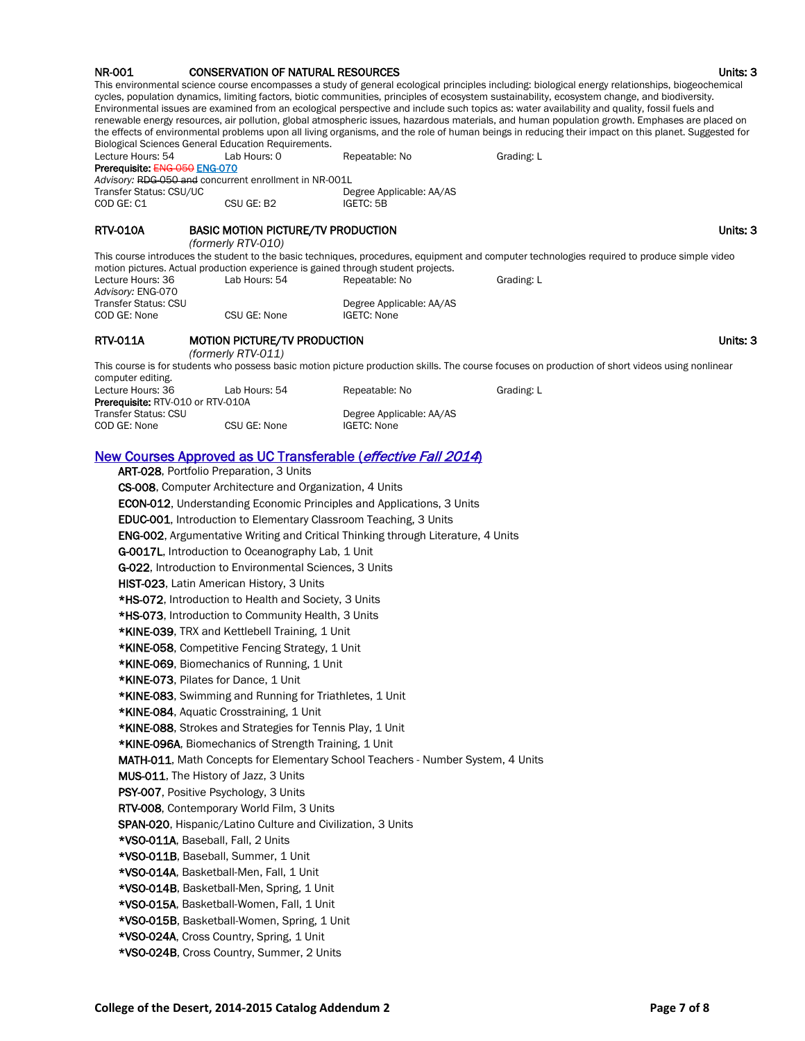**NR-001 CONSERVATION OF NATURAL RESOURCES** **Units: 3**

This environmental science course encompasses a study of general ecological principles including: biological energy relationships, biogeochemical cycles, population dynamics, limiting factors, biotic communities, principles of ecosystem sustainability, ecosystem change, and biodiversity. Environmental issues are examined from an ecological perspective and include such topics as: water availability and quality, fossil fuels and renewable energy resources, air pollution, global atmospheric issues, hazardous materials, and human population growth. Emphases are placed on the effects of environmental problems upon all living organisms, and the role of human beings in reducing their impact on this planet. Suggested for Biological Sciences General Education Requirements.

| | | | |
|---|---|---|---|
| Lecture Hours: 54 | Lab Hours: 0 | Repeatable: No | Grading: L |

**Prerequisite:** ~~ENG-050~~ ENG-070

*Advisory:* ~~RDG-050 and~~ concurrent enrollment in NR-001L

| | | |
|---|---|---|
| Transfer Status: CSU/UC | | Degree Applicable: AA/AS |
| COD GE: C1 | CSU GE: B2 | IGETC: 5B |

**RTV-010A BASIC MOTION PICTURE/TV PRODUCTION** **Units: 3**

*(formerly RTV-010)*

This course introduces the student to the basic techniques, procedures, equipment and computer technologies required to produce simple video motion pictures. Actual production experience is gained through student projects.

| | | | |
|---|---|---|---|
| Lecture Hours: 36 | Lab Hours: 54 | Repeatable: No | Grading: L |

*Advisory:* ENG-070

| | | |
|---|---|---|
| Transfer Status: CSU | | Degree Applicable: AA/AS |
| COD GE: None | CSU GE: None | IGETC: None |

**RTV-011A MOTION PICTURE/TV PRODUCTION** **Units: 3**

*(formerly RTV-011)*

This course is for students who possess basic motion picture production skills. The course focuses on production of short videos using nonlinear computer editing.

| | | | |
|---|---|---|---|
| Lecture Hours: 36 | Lab Hours: 54 | Repeatable: No | Grading: L |

**Prerequisite:** RTV-010 or RTV-010A

| | | |
|---|---|---|
| Transfer Status: CSU | | Degree Applicable: AA/AS |
| COD GE: None | CSU GE: None | IGETC: None |

## New Courses Approved as UC Transferable (*effective Fall 2014*)

- **ART-028**, Portfolio Preparation, 3 Units
- **CS-008**, Computer Architecture and Organization, 4 Units
- **ECON-012**, Understanding Economic Principles and Applications, 3 Units
- **EDUC-001**, Introduction to Elementary Classroom Teaching, 3 Units
- **ENG-002**, Argumentative Writing and Critical Thinking through Literature, 4 Units
- **G-0017L**, Introduction to Oceanography Lab, 1 Unit
- **G-022**, Introduction to Environmental Sciences, 3 Units
- **HIST-023**, Latin American History, 3 Units
- ***HS-072**, Introduction to Health and Society, 3 Units
- ***HS-073**, Introduction to Community Health, 3 Units
- ***KINE-039**, TRX and Kettlebell Training, 1 Unit
- ***KINE-058**, Competitive Fencing Strategy, 1 Unit
- ***KINE-069**, Biomechanics of Running, 1 Unit
- ***KINE-073**, Pilates for Dance, 1 Unit
- ***KINE-083**, Swimming and Running for Triathletes, 1 Unit
- ***KINE-084**, Aquatic Crosstraining, 1 Unit
- ***KINE-088**, Strokes and Strategies for Tennis Play, 1 Unit
- ***KINE-096A**, Biomechanics of Strength Training, 1 Unit
- **MATH-011**, Math Concepts for Elementary School Teachers - Number System, 4 Units
- **MUS-011**, The History of Jazz, 3 Units
- **PSY-007**, Positive Psychology, 3 Units
- **RTV-008**, Contemporary World Film, 3 Units
- **SPAN-020**, Hispanic/Latino Culture and Civilization, 3 Units
- ***VSO-011A**, Baseball, Fall, 2 Units
- ***VSO-011B**, Baseball, Summer, 1 Unit
- ***VSO-014A**, Basketball-Men, Fall, 1 Unit
- ***VSO-014B**, Basketball-Men, Spring, 1 Unit
- ***VSO-015A**, Basketball-Women, Fall, 1 Unit
- ***VSO-015B**, Basketball-Women, Spring, 1 Unit
- ***VSO-024A**, Cross Country, Spring, 1 Unit
- ***VSO-024B**, Cross Country, Summer, 2 Units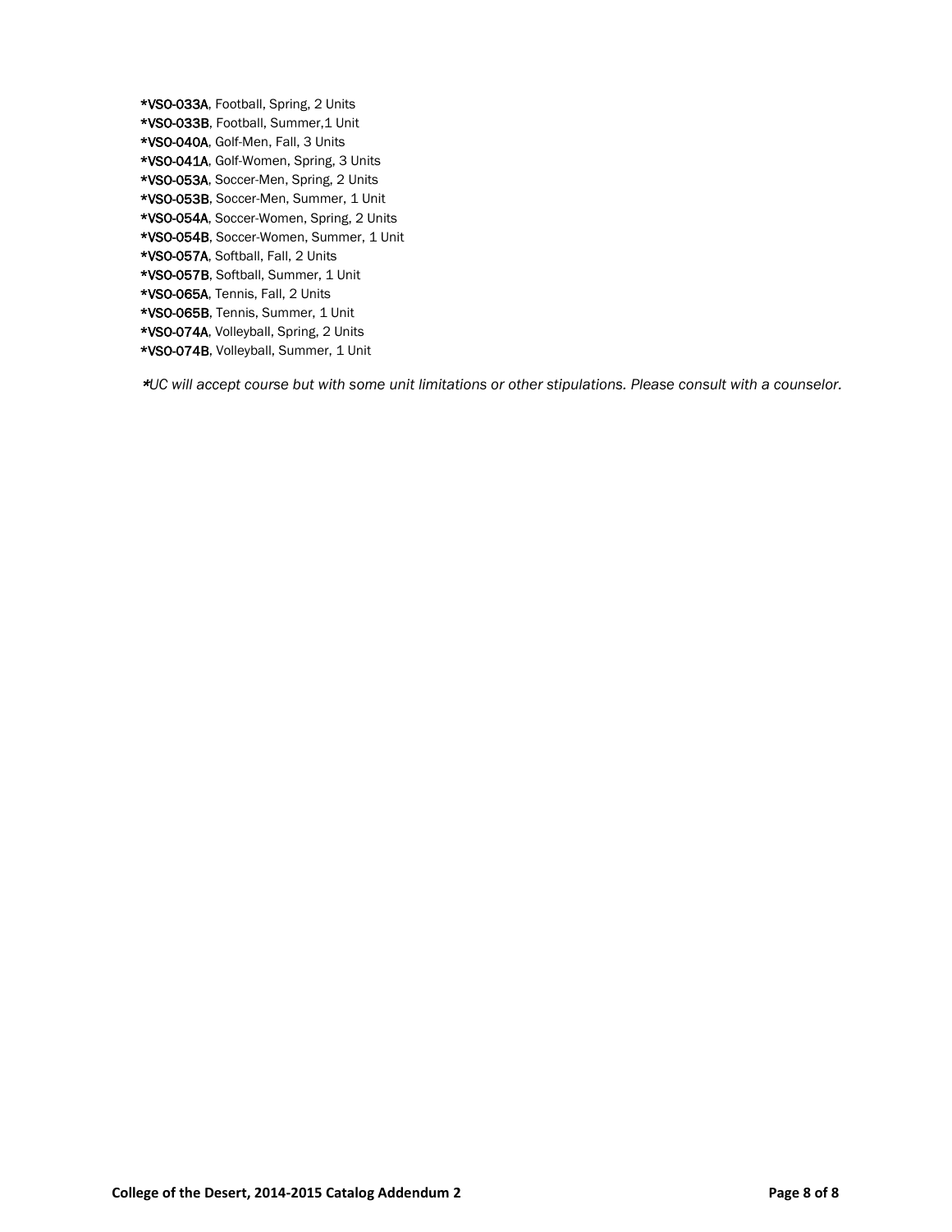**\*VSO-033A**, Football, Spring, 2 Units
**\*VSO-033B**, Football, Summer,1 Unit
**\*VSO-040A**, Golf-Men, Fall, 3 Units
**\*VSO-041A**, Golf-Women, Spring, 3 Units
**\*VSO-053A**, Soccer-Men, Spring, 2 Units
**\*VSO-053B**, Soccer-Men, Summer, 1 Unit
**\*VSO-054A**, Soccer-Women, Spring, 2 Units
**\*VSO-054B**, Soccer-Women, Summer, 1 Unit
**\*VSO-057A**, Softball, Fall, 2 Units
**\*VSO-057B**, Softball, Summer, 1 Unit
**\*VSO-065A**, Tennis, Fall, 2 Units
**\*VSO-065B**, Tennis, Summer, 1 Unit
**\*VSO-074A**, Volleyball, Spring, 2 Units
**\*VSO-074B**, Volleyball, Summer, 1 Unit

*\*UC will accept course but with some unit limitations or other stipulations. Please consult with a counselor.*